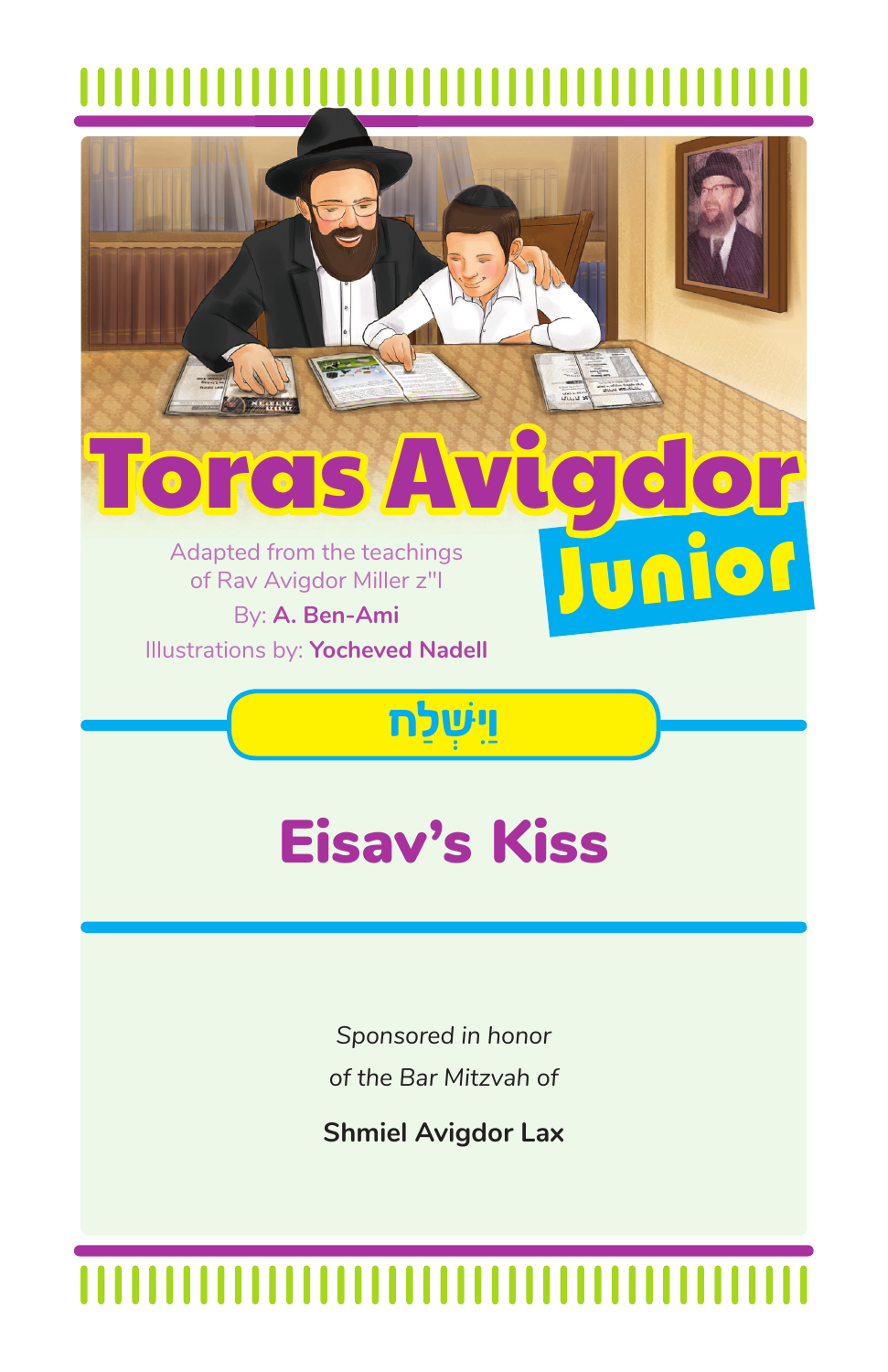# Toras Avigdor Junior

Adapted from the teachings
of Rav Avigdor Miller z"l

By: **A. Ben-Ami**

Illustrations by: **Yocheved Nadell**

## וַיִּשְׁלַח

## Eisav's Kiss

*Sponsored in honor*
*of the Bar Mitzvah of*

**Shmiel Avigdor Lax**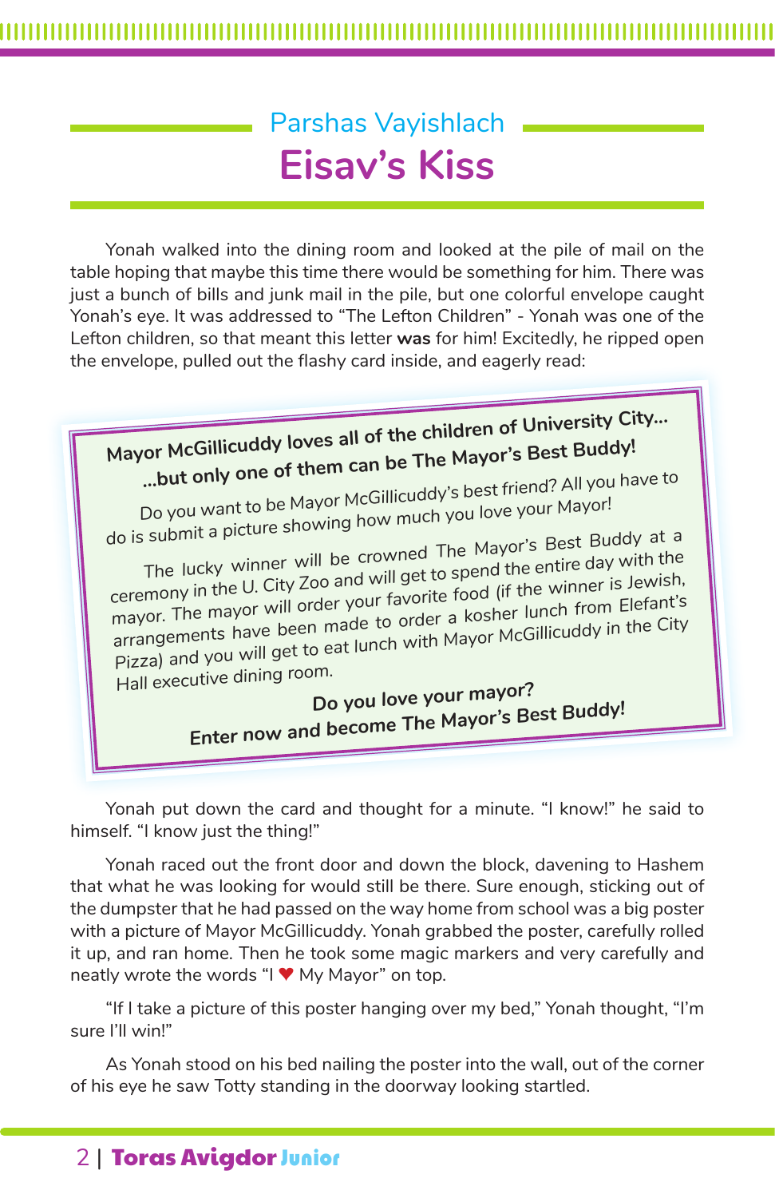## Parshas Vayishlach

# Eisav's Kiss

Yonah walked into the dining room and looked at the pile of mail on the table hoping that maybe this time there would be something for him. There was just a bunch of bills and junk mail in the pile, but one colorful envelope caught Yonah's eye. It was addressed to "The Lefton Children" - Yonah was one of the Lefton children, so that meant this letter **was** for him! Excitedly, he ripped open the envelope, pulled out the flashy card inside, and eagerly read:

> **Mayor McGillicuddy loves all of the children of University City...**
> **...but only one of them can be The Mayor's Best Buddy!**
>
> Do you want to be Mayor McGillicuddy's best friend? All you have to do is submit a picture showing how much you love your Mayor!
>
> The lucky winner will be crowned The Mayor's Best Buddy at a ceremony in the U. City Zoo and will get to spend the entire day with the mayor. The mayor will order your favorite food (if the winner is Jewish, arrangements have been made to order a kosher lunch from Elefant's Pizza) and you will get to eat lunch with Mayor McGillicuddy in the City Hall executive dining room.
>
> **Do you love your mayor?**
> **Enter now and become The Mayor's Best Buddy!**

Yonah put down the card and thought for a minute. "I know!" he said to himself. "I know just the thing!"

Yonah raced out the front door and down the block, davening to Hashem that what he was looking for would still be there. Sure enough, sticking out of the dumpster that he had passed on the way home from school was a big poster with a picture of Mayor McGillicuddy. Yonah grabbed the poster, carefully rolled it up, and ran home. Then he took some magic markers and very carefully and neatly wrote the words "I ♥ My Mayor" on top.

"If I take a picture of this poster hanging over my bed," Yonah thought, "I'm sure I'll win!"

As Yonah stood on his bed nailing the poster into the wall, out of the corner of his eye he saw Totty standing in the doorway looking startled.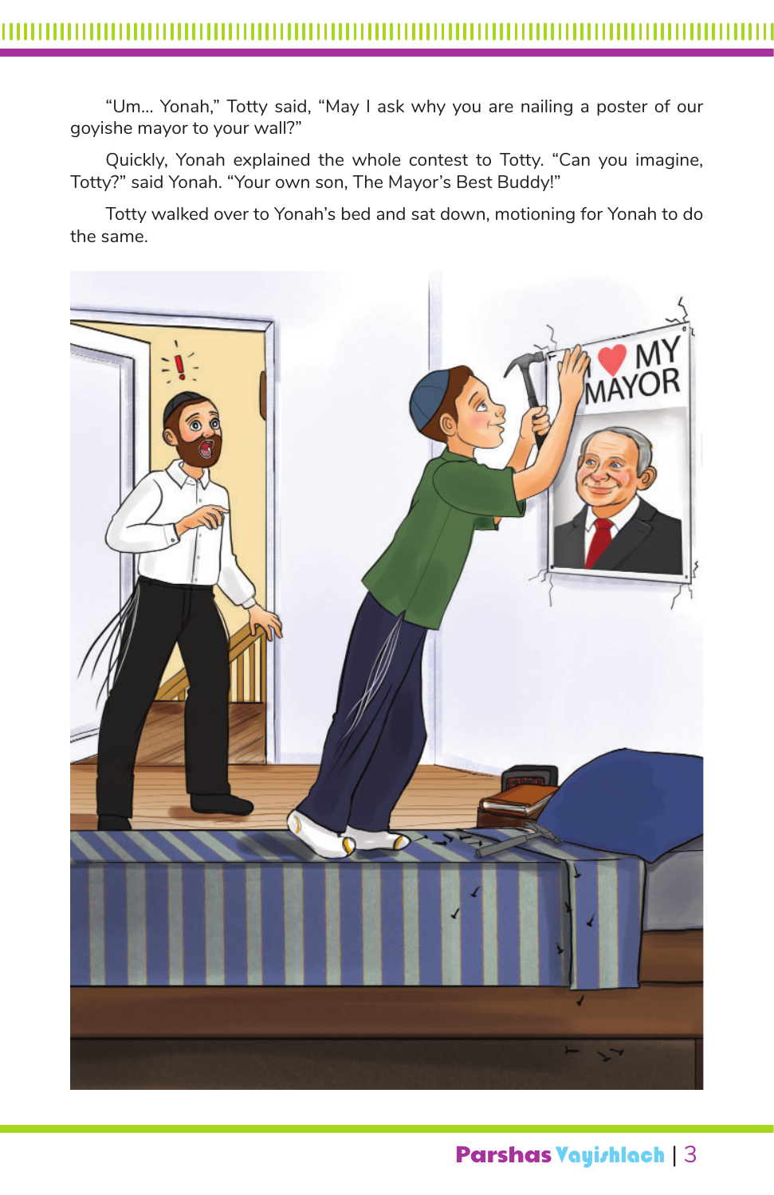"Um... Yonah," Totty said, "May I ask why you are nailing a poster of our goyishe mayor to your wall?"

Quickly, Yonah explained the whole contest to Totty. "Can you imagine, Totty?" said Yonah. "Your own son, The Mayor's Best Buddy!"

Totty walked over to Yonah's bed and sat down, motioning for Yonah to do the same.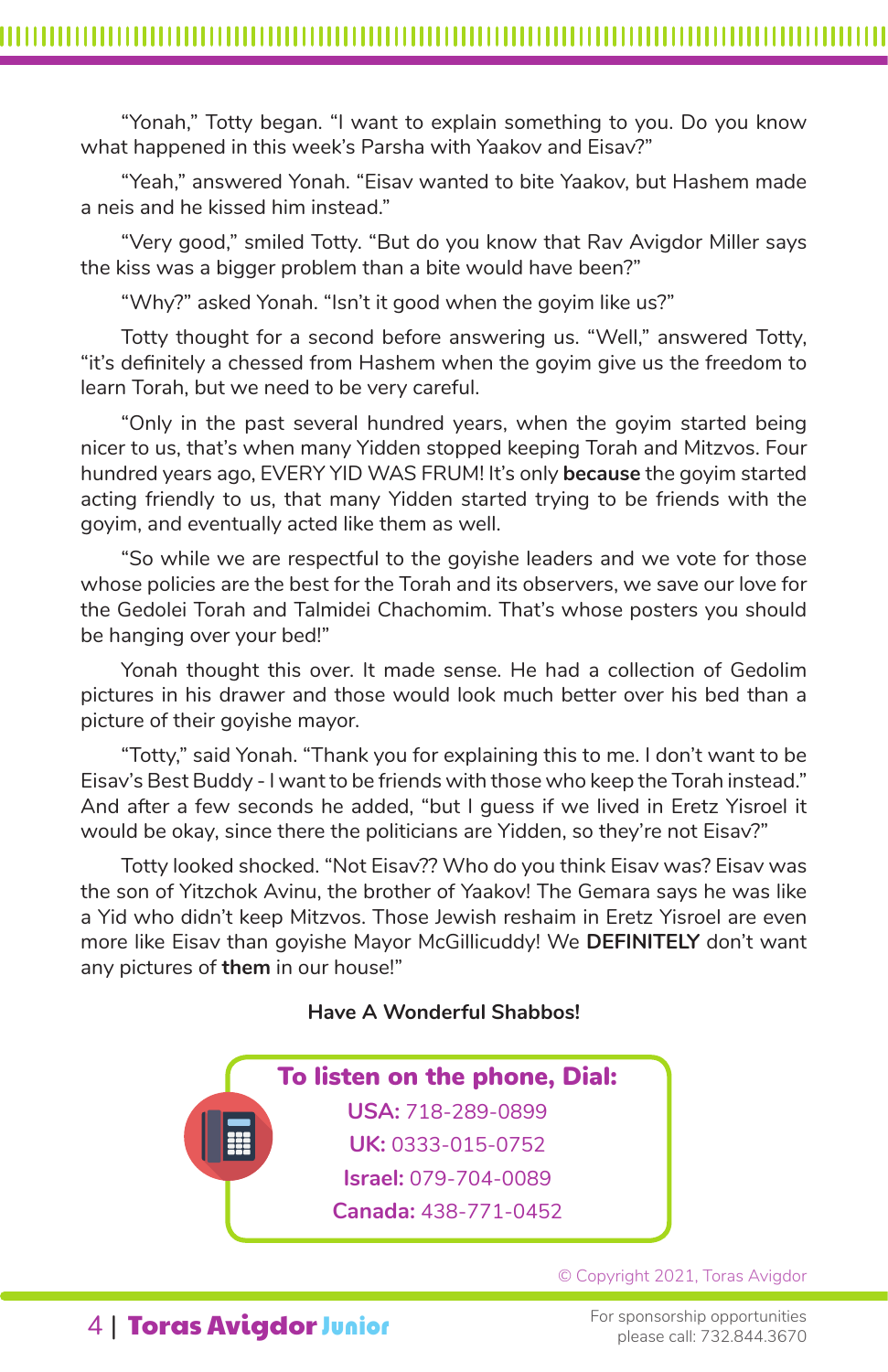"Yonah," Totty began. "I want to explain something to you. Do you know what happened in this week's Parsha with Yaakov and Eisav?"

"Yeah," answered Yonah. "Eisav wanted to bite Yaakov, but Hashem made a neis and he kissed him instead."

"Very good," smiled Totty. "But do you know that Rav Avigdor Miller says the kiss was a bigger problem than a bite would have been?"

"Why?" asked Yonah. "Isn't it good when the goyim like us?"

Totty thought for a second before answering us. "Well," answered Totty, "it's definitely a chessed from Hashem when the goyim give us the freedom to learn Torah, but we need to be very careful.

"Only in the past several hundred years, when the goyim started being nicer to us, that's when many Yidden stopped keeping Torah and Mitzvos. Four hundred years ago, EVERY YID WAS FRUM! It's only **because** the goyim started acting friendly to us, that many Yidden started trying to be friends with the goyim, and eventually acted like them as well.

"So while we are respectful to the goyishe leaders and we vote for those whose policies are the best for the Torah and its observers, we save our love for the Gedolei Torah and Talmidei Chachomim. That's whose posters you should be hanging over your bed!"

Yonah thought this over. It made sense. He had a collection of Gedolim pictures in his drawer and those would look much better over his bed than a picture of their goyishe mayor.

"Totty," said Yonah. "Thank you for explaining this to me. I don't want to be Eisav's Best Buddy - I want to be friends with those who keep the Torah instead." And after a few seconds he added, "but I guess if we lived in Eretz Yisroel it would be okay, since there the politicians are Yidden, so they're not Eisav?"

Totty looked shocked. "Not Eisav?? Who do you think Eisav was? Eisav was the son of Yitzchok Avinu, the brother of Yaakov! The Gemara says he was like a Yid who didn't keep Mitzvos. Those Jewish reshaim in Eretz Yisroel are even more like Eisav than goyishe Mayor McGillicuddy! We **DEFINITELY** don't want any pictures of **them** in our house!"

**Have A Wonderful Shabbos!**

**To listen on the phone, Dial:**

**USA:** 718-289-0899
**UK:** 0333-015-0752
**Israel:** 079-704-0089
**Canada:** 438-771-0452

© Copyright 2021, Toras Avigdor

For sponsorship opportunities please call: 732.844.3670